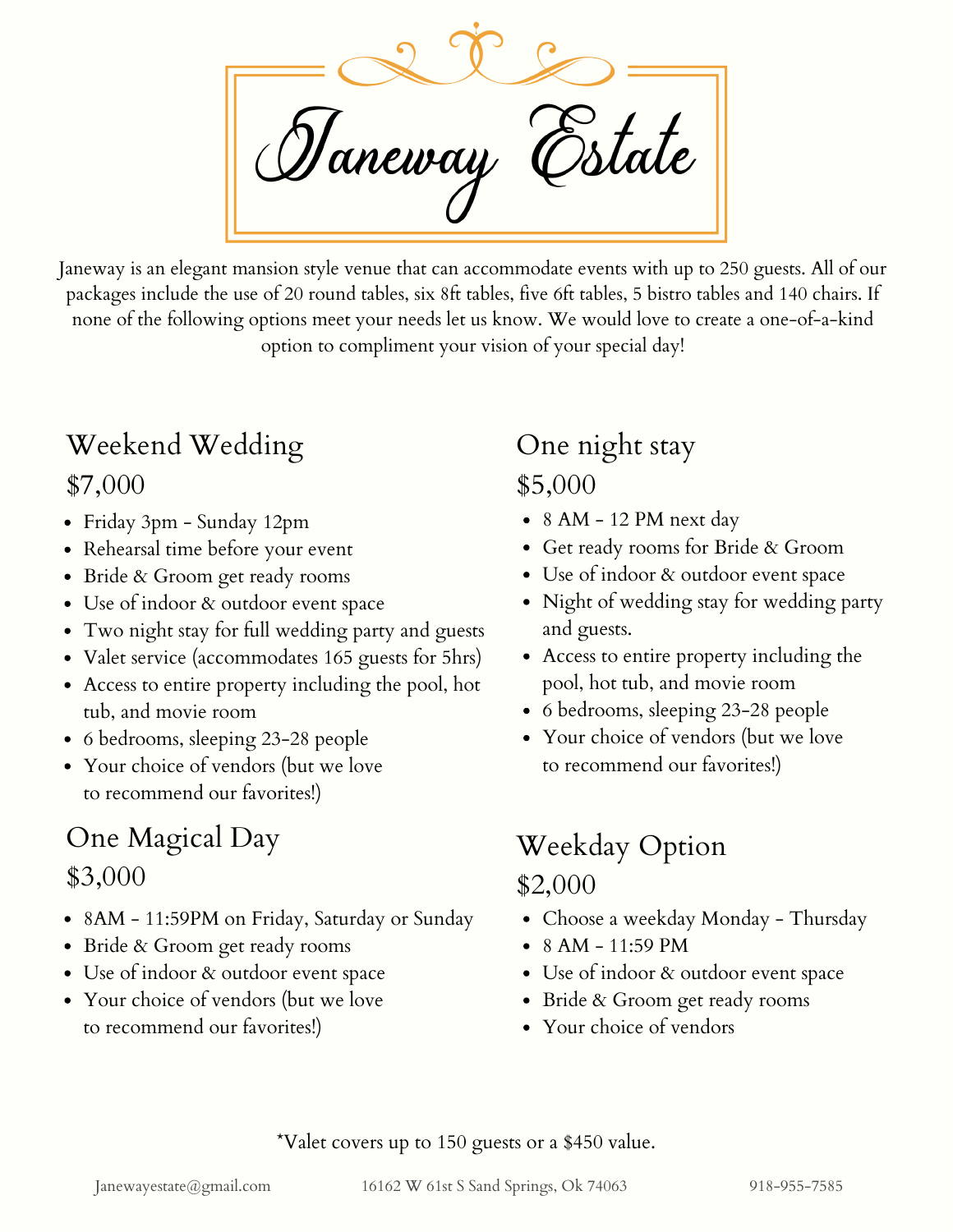# Janeway Estate

Janeway is an elegant mansion style venue that can accommodate events with up to 250 guests. All of our packages include the use of 20 round tables, six 8ft tables, five 6ft tables, 5 bistro tables and 140 chairs. If none of the following options meet your needs let us know. We would love to create a one-of-a-kind option to compliment your vision of your special day!

## Weekend Wedding

$7,000

- Friday 3pm - Sunday 12pm
- Rehearsal time before your event
- Bride & Groom get ready rooms
- Use of indoor & outdoor event space
- Two night stay for full wedding party and guests
- Valet service (accommodates 165 guests for 5hrs)
- Access to entire property including the pool, hot tub, and movie room
- 6 bedrooms, sleeping 23-28 people
- Your choice of vendors (but we love to recommend our favorites!)

## One Magical Day

$3,000

- 8AM - 11:59PM on Friday, Saturday or Sunday
- Bride & Groom get ready rooms
- Use of indoor & outdoor event space
- Your choice of vendors (but we love to recommend our favorites!)

## One night stay

$5,000

- 8 AM - 12 PM next day
- Get ready rooms for Bride & Groom
- Use of indoor & outdoor event space
- Night of wedding stay for wedding party and guests.
- Access to entire property including the pool, hot tub, and movie room
- 6 bedrooms, sleeping 23-28 people
- Your choice of vendors (but we love to recommend our favorites!)

## Weekday Option

$2,000

- Choose a weekday Monday - Thursday
- 8 AM - 11:59 PM
- Use of indoor & outdoor event space
- Bride & Groom get ready rooms
- Your choice of vendors

*Valet covers up to 150 guests or a $450 value.

Janewayestate@gmail.com 16162 W 61st S Sand Springs, Ok 74063 918-955-7585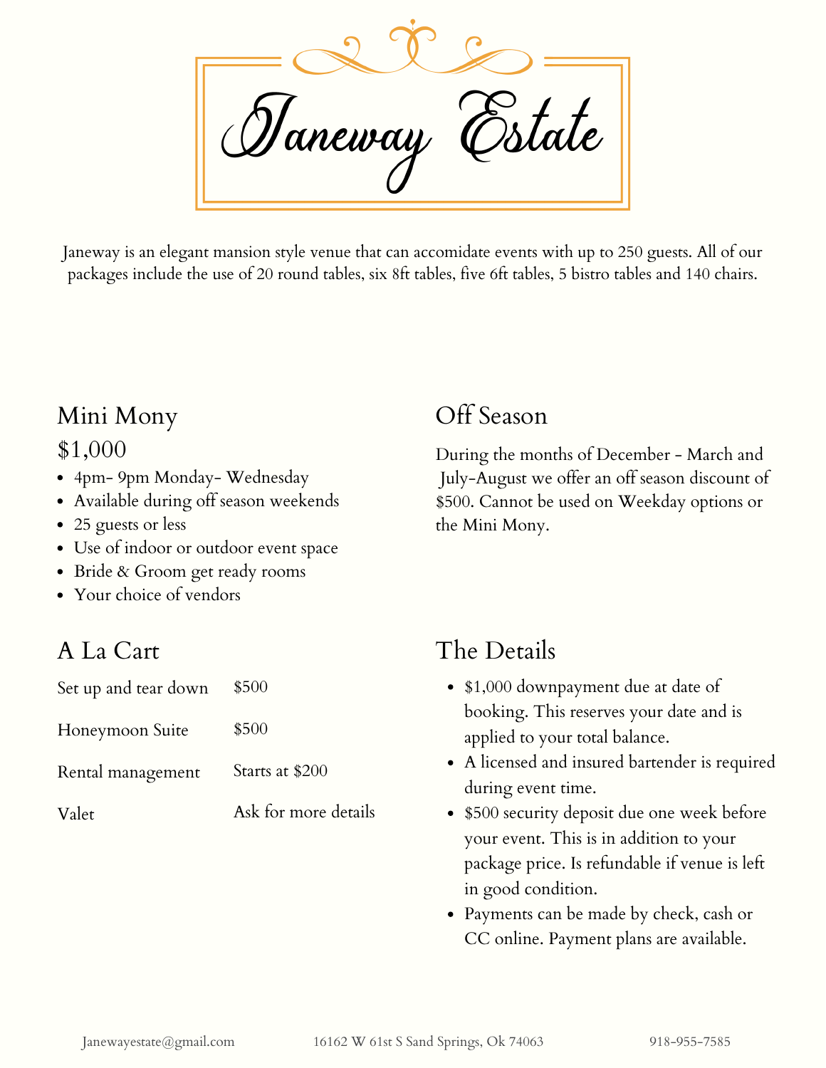# Janeway Estate

Janeway is an elegant mansion style venue that can accomidate events with up to 250 guests. All of our packages include the use of 20 round tables, six 8ft tables, five 6ft tables, 5 bistro tables and 140 chairs.

## Mini Mony

$1,000

- 4pm- 9pm Monday- Wednesday
- Available during off season weekends
- 25 guests or less
- Use of indoor or outdoor event space
- Bride & Groom get ready rooms
- Your choice of vendors

## Off Season

During the months of December - March and July-August we offer an off season discount of $500. Cannot be used on Weekday options or the Mini Mony.

## A La Cart

| | |
|---|---|
| Set up and tear down | $500 |
| Honeymoon Suite | $500 |
| Rental management | Starts at $200 |
| Valet | Ask for more details |

## The Details

- $1,000 downpayment due at date of booking. This reserves your date and is applied to your total balance.
- A licensed and insured bartender is required during event time.
- $500 security deposit due one week before your event. This is in addition to your package price. Is refundable if venue is left in good condition.
- Payments can be made by check, cash or CC online. Payment plans are available.

Janewayestate@gmail.com 16162 W 61st S Sand Springs, Ok 74063 918-955-7585